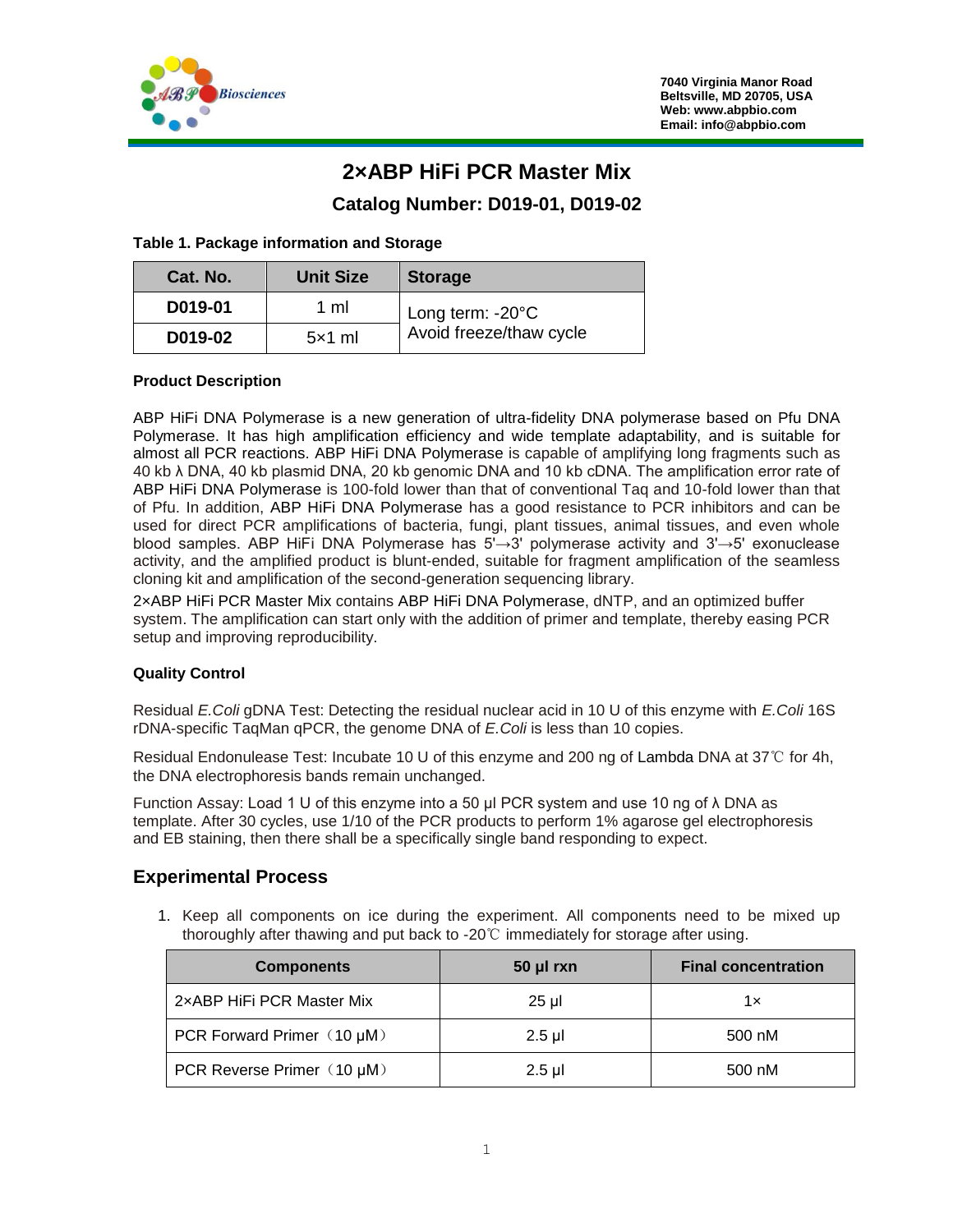7040 Virginia Manor Road
Beltsville, MD 20705, USA
Web: www.abpbio.com
Email: info@abpbio.com

# 2×ABP HiFi PCR Master Mix

## Catalog Number: D019-01, D019-02

**Table 1. Package information and Storage**

| Cat. No. | Unit Size | Storage |
|---|---|---|
| D019-01 | 1 ml | Long term: -20°C<br>Avoid freeze/thaw cycle |
| D019-02 | 5×1 ml | |

**Product Description**

ABP HiFi DNA Polymerase is a new generation of ultra-fidelity DNA polymerase based on Pfu DNA Polymerase. It has high amplification efficiency and wide template adaptability, and is suitable for almost all PCR reactions. ABP HiFi DNA Polymerase is capable of amplifying long fragments such as 40 kb λ DNA, 40 kb plasmid DNA, 20 kb genomic DNA and 10 kb cDNA. The amplification error rate of ABP HiFi DNA Polymerase is 100-fold lower than that of conventional Taq and 10-fold lower than that of Pfu. In addition, ABP HiFi DNA Polymerase has a good resistance to PCR inhibitors and can be used for direct PCR amplifications of bacteria, fungi, plant tissues, animal tissues, and even whole blood samples. ABP HiFi DNA Polymerase has 5'→3' polymerase activity and 3'→5' exonuclease activity, and the amplified product is blunt-ended, suitable for fragment amplification of the seamless cloning kit and amplification of the second-generation sequencing library.

2×ABP HiFi PCR Master Mix contains ABP HiFi DNA Polymerase, dNTP, and an optimized buffer system. The amplification can start only with the addition of primer and template, thereby easing PCR setup and improving reproducibility.

**Quality Control**

Residual *E.Coli* gDNA Test: Detecting the residual nuclear acid in 10 U of this enzyme with *E.Coli* 16S rDNA-specific TaqMan qPCR, the genome DNA of *E.Coli* is less than 10 copies.

Residual Endonulease Test: Incubate 10 U of this enzyme and 200 ng of Lambda DNA at 37℃ for 4h, the DNA electrophoresis bands remain unchanged.

Function Assay: Load 1 U of this enzyme into a 50 μl PCR system and use 10 ng of λ DNA as template. After 30 cycles, use 1/10 of the PCR products to perform 1% agarose gel electrophoresis and EB staining, then there shall be a specifically single band responding to expect.

## Experimental Process

1. Keep all components on ice during the experiment. All components need to be mixed up thoroughly after thawing and put back to -20℃ immediately for storage after using.

| Components | 50 μl rxn | Final concentration |
|---|---|---|
| 2×ABP HiFi PCR Master Mix | 25 μl | 1× |
| PCR Forward Primer（10 μM） | 2.5 μl | 500 nM |
| PCR Reverse Primer（10 μM） | 2.5 μl | 500 nM |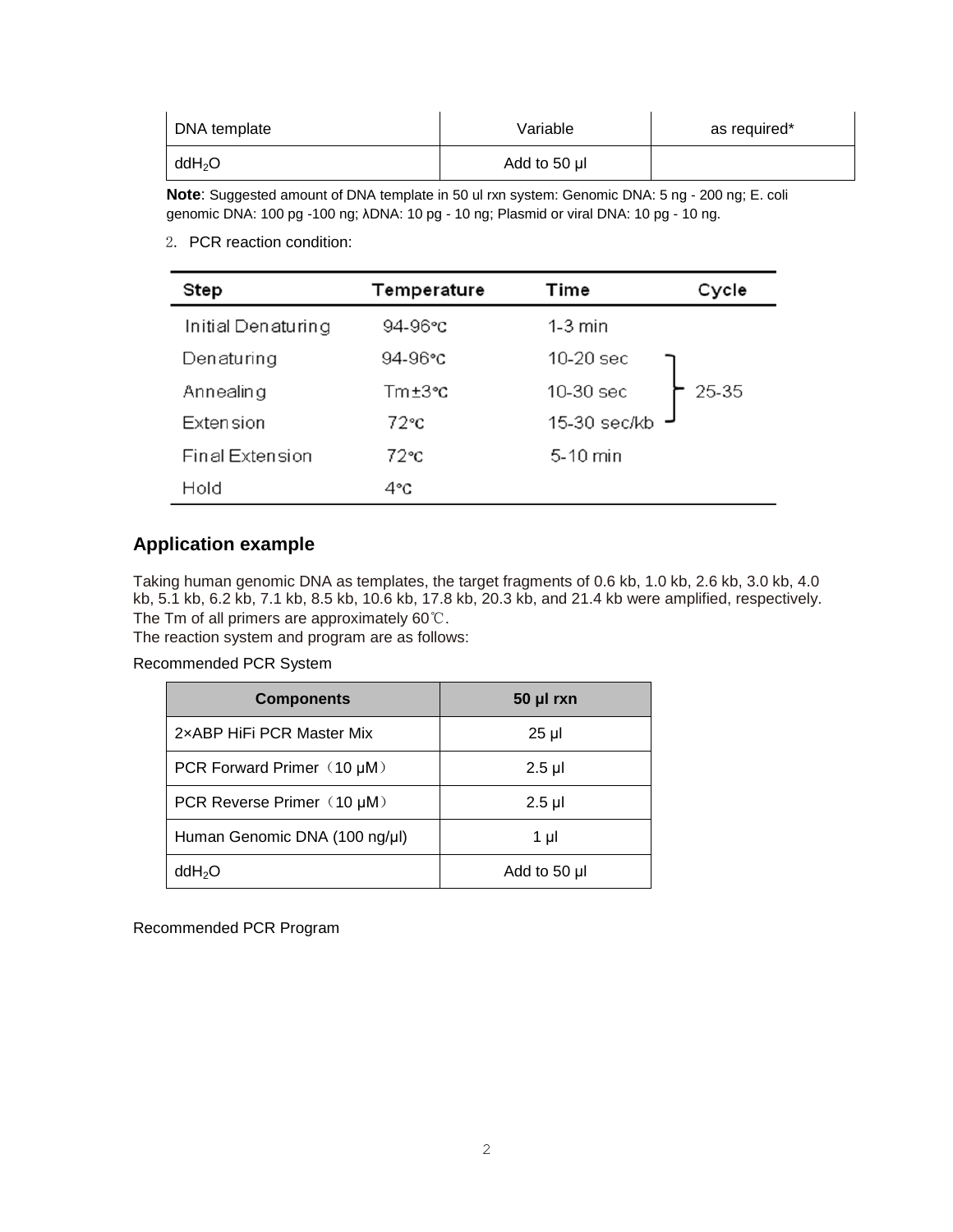| DNA template | Variable | as required* |
| --- | --- | --- |
| $ddH_2O$ | Add to 50 μl | |

**Note**: Suggested amount of DNA template in 50 ul rxn system: Genomic DNA: 5 ng - 200 ng; E. coli genomic DNA: 100 pg -100 ng; λDNA: 10 pg - 10 ng; Plasmid or viral DNA: 10 pg - 10 ng.

2. PCR reaction condition:

| Step | Temperature | Time | Cycle |
| --- | --- | --- | --- |
| Initial Denaturing | 94-96℃ | 1-3 min | |
| Denaturing | 94-96℃ | 10-20 sec | 25-35 |
| Annealing | Tm±3℃ | 10-30 sec | |
| Extension | 72℃ | 15-30 sec/kb | |
| Final Extension | 72℃ | 5-10 min | |
| Hold | 4℃ | | |

## Application example

Taking human genomic DNA as templates, the target fragments of 0.6 kb, 1.0 kb, 2.6 kb, 3.0 kb, 4.0 kb, 5.1 kb, 6.2 kb, 7.1 kb, 8.5 kb, 10.6 kb, 17.8 kb, 20.3 kb, and 21.4 kb were amplified, respectively. The Tm of all primers are approximately 60℃.
The reaction system and program are as follows:

Recommended PCR System

| Components | 50 μl rxn |
| --- | --- |
| 2×ABP HiFi PCR Master Mix | 25 μl |
| PCR Forward Primer（10 μM） | 2.5 μl |
| PCR Reverse Primer（10 μM） | 2.5 μl |
| Human Genomic DNA (100 ng/μl) | 1 μl |
| $ddH_2O$ | Add to 50 μl |

Recommended PCR Program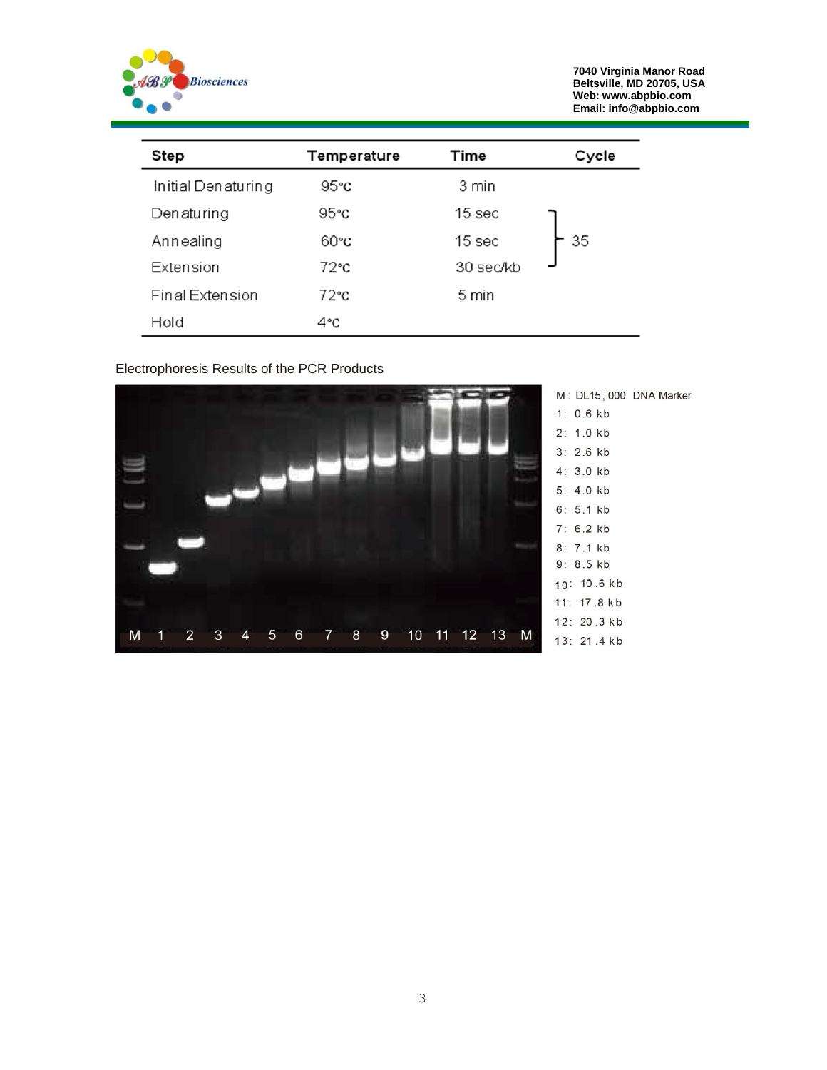| Step | Temperature | Time | Cycle |
|---|---|---|---|
| Initial Denaturing | 95°C | 3 min | |
| Denaturing | 95°C | 15 sec | 35 |
| Annealing | 60°C | 15 sec | |
| Extension | 72°C | 30 sec/kb | |
| Final Extension | 72°C | 5 min | |
| Hold | 4°C | | |

Electrophoresis Results of the PCR Products

M 1 2 3 4 5 6 7 8 9 10 11 12 13 M

M: DL15, 000 DNA Marker
1: 0.6 kb
2: 1.0 kb
3: 2.6 kb
4: 3.0 kb
5: 4.0 kb
6: 5.1 kb
7: 6.2 kb
8: 7.1 kb
9: 8.5 kb
10: 10.6 kb
11: 17.8 kb
12: 20.3 kb
13: 21.4 kb